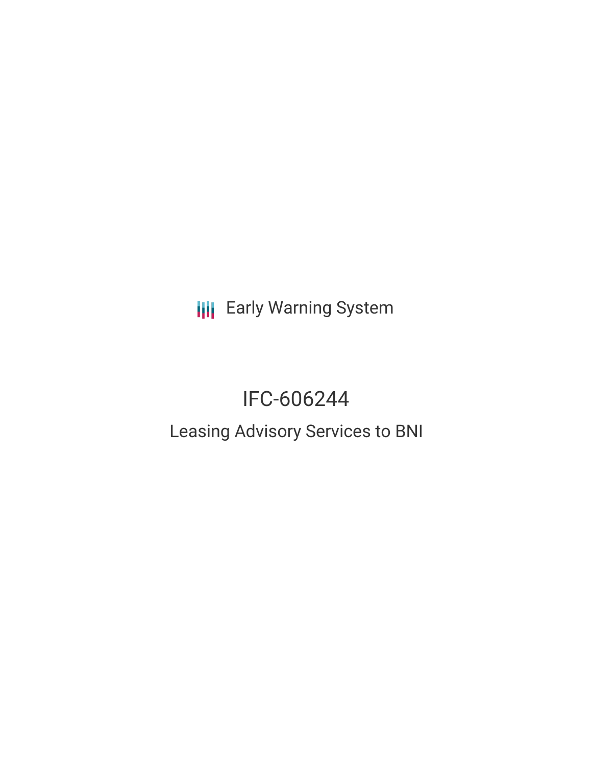Early Warning System

# IFC-606244

## Leasing Advisory Services to BNI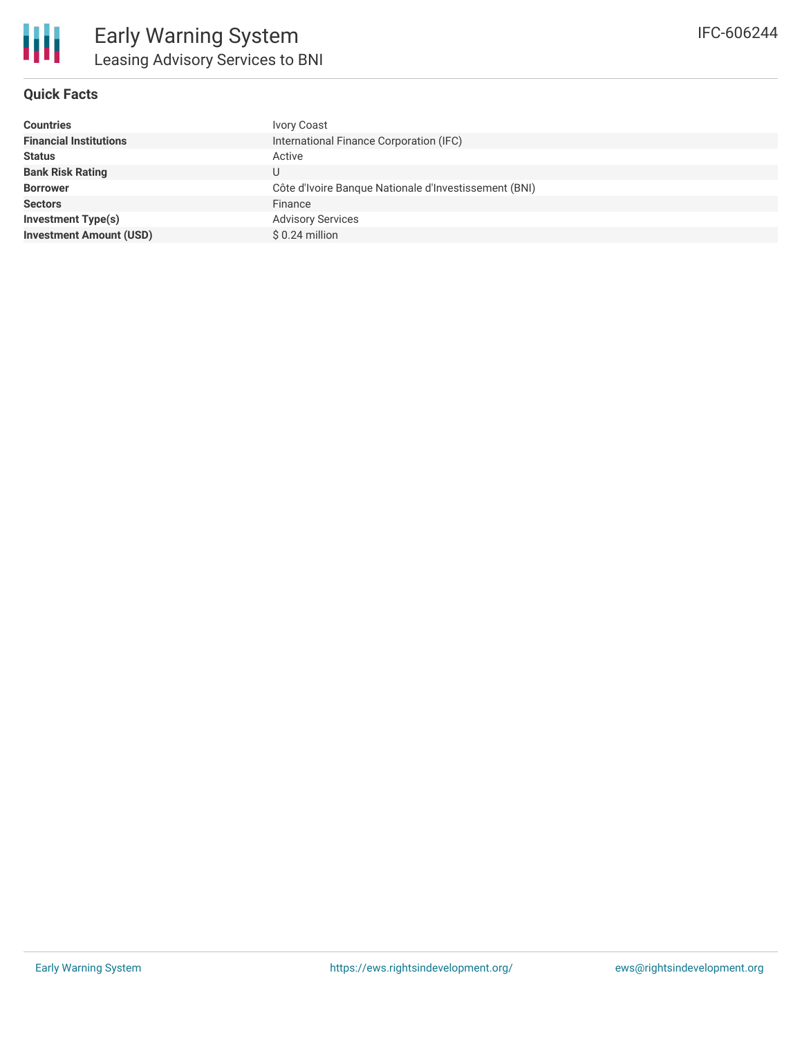# Early Warning System

## Leasing Advisory Services to BNI

IFC-606244

### Quick Facts

| | |
|---|---|
| **Countries** | Ivory Coast |
| **Financial Institutions** | International Finance Corporation (IFC) |
| **Status** | Active |
| **Bank Risk Rating** | U |
| **Borrower** | Côte d'Ivoire Banque Nationale d'Investissement (BNI) |
| **Sectors** | Finance |
| **Investment Type(s)** | Advisory Services |
| **Investment Amount (USD)** | $ 0.24 million |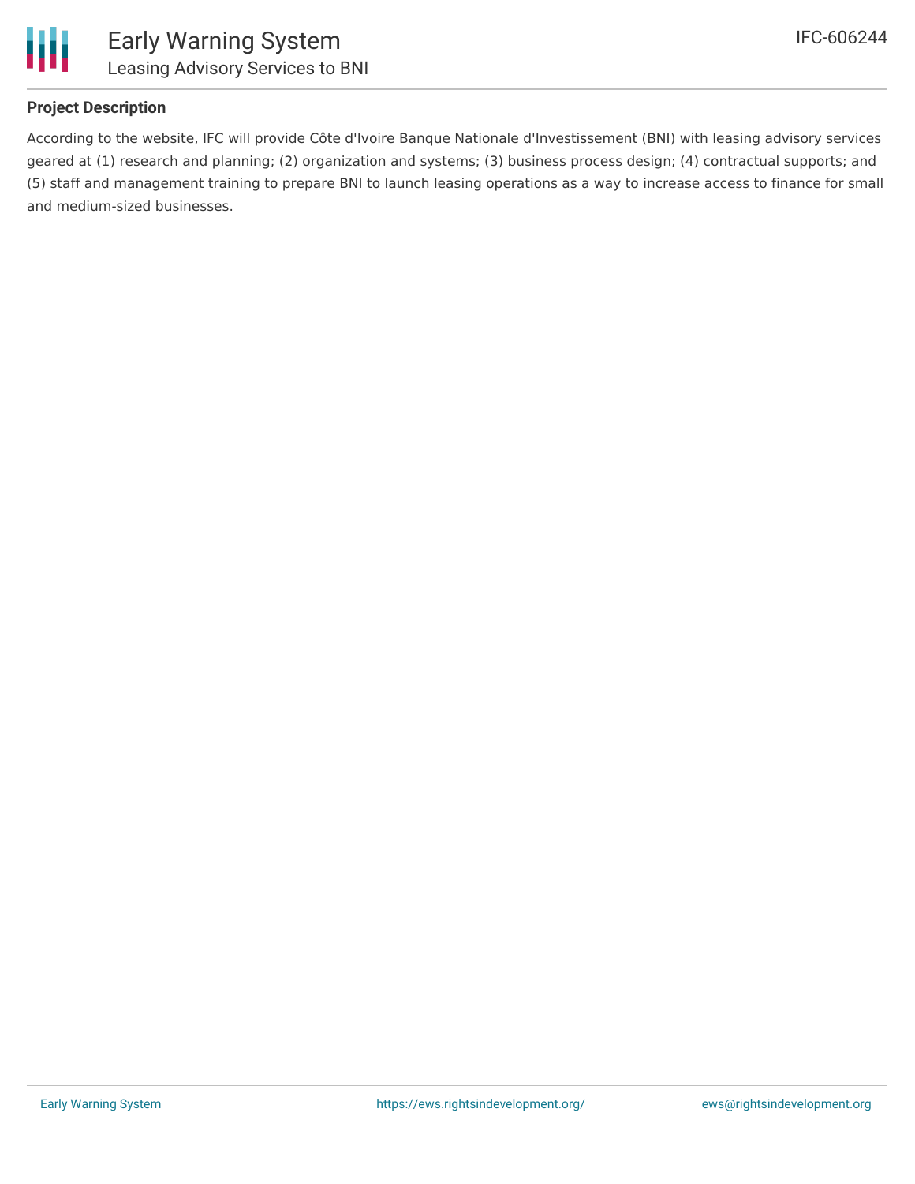## Project Description

According to the website, IFC will provide Côte d'Ivoire Banque Nationale d'Investissement (BNI) with leasing advisory services geared at (1) research and planning; (2) organization and systems; (3) business process design; (4) contractual supports; and (5) staff and management training to prepare BNI to launch leasing operations as a way to increase access to finance for small and medium-sized businesses.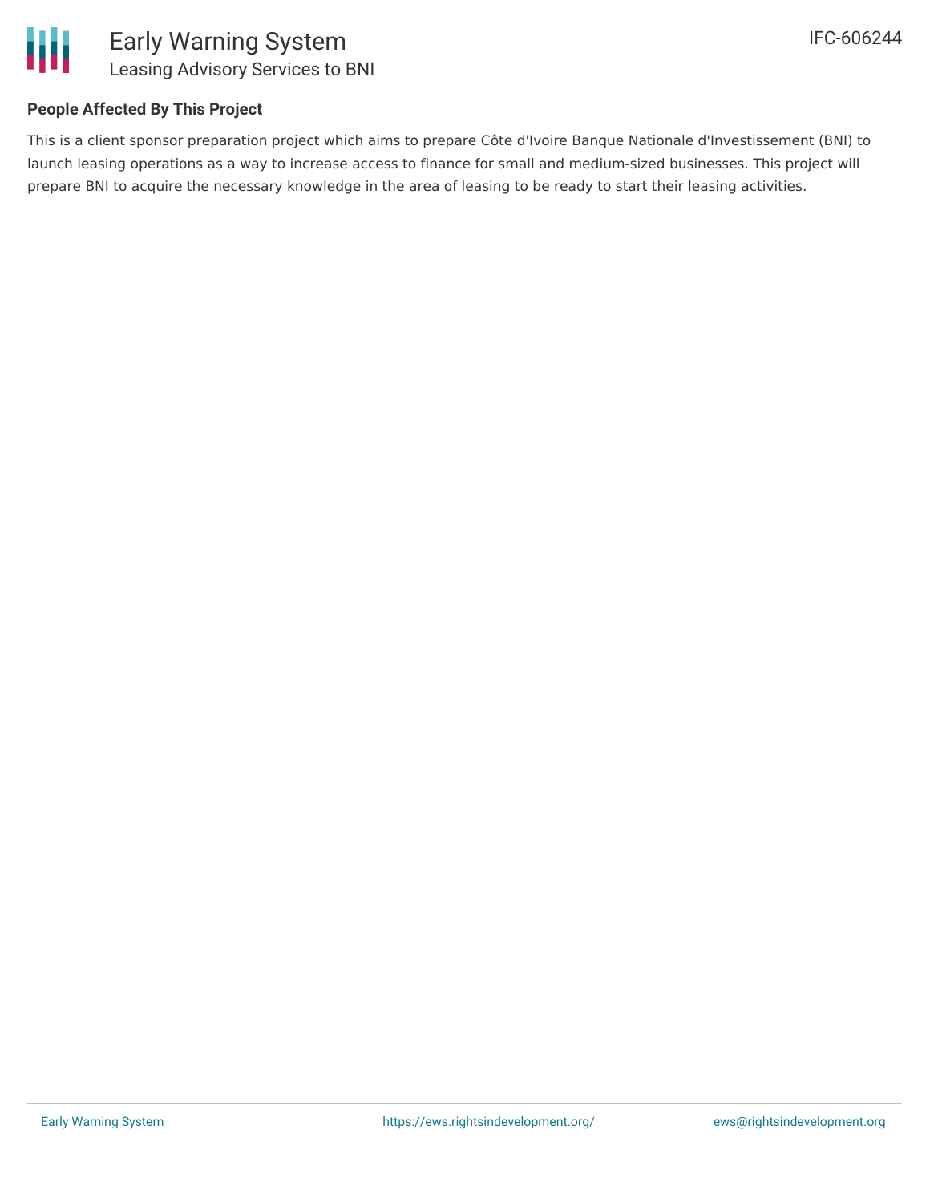## People Affected By This Project

This is a client sponsor preparation project which aims to prepare Côte d'Ivoire Banque Nationale d'Investissement (BNI) to launch leasing operations as a way to increase access to finance for small and medium-sized businesses. This project will prepare BNI to acquire the necessary knowledge in the area of leasing to be ready to start their leasing activities.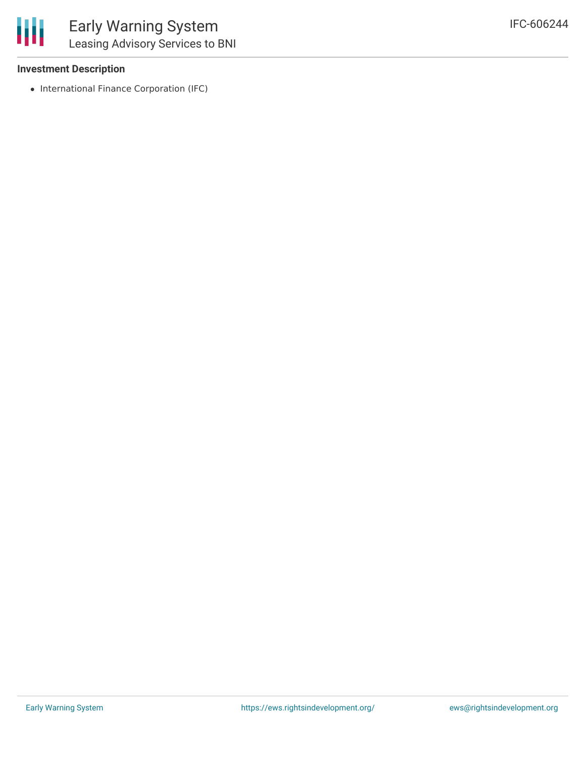**Investment Description**

- International Finance Corporation (IFC)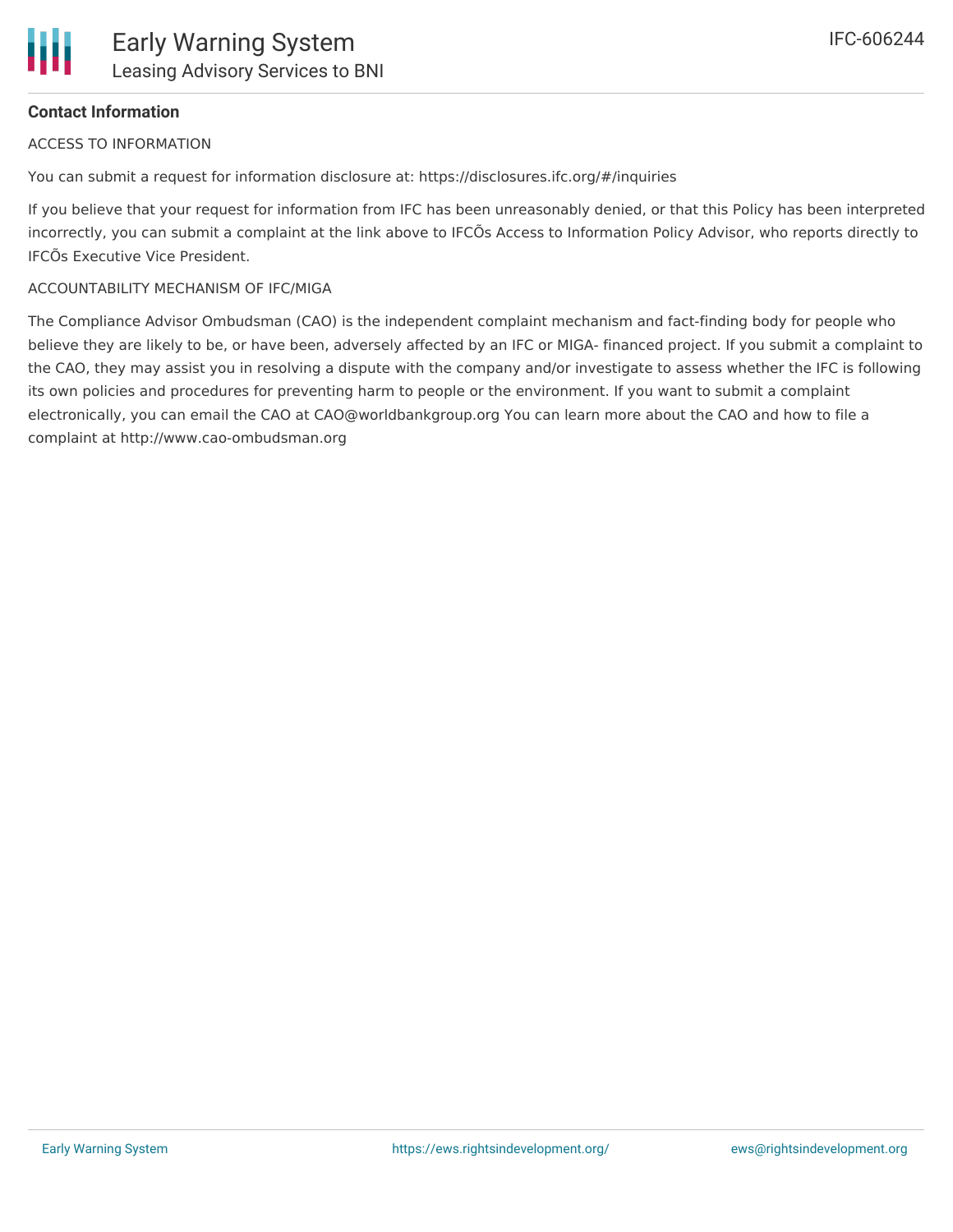**Contact Information**

ACCESS TO INFORMATION

You can submit a request for information disclosure at: https://disclosures.ifc.org/#/inquiries

If you believe that your request for information from IFC has been unreasonably denied, or that this Policy has been interpreted incorrectly, you can submit a complaint at the link above to IFCÕs Access to Information Policy Advisor, who reports directly to IFCÕs Executive Vice President.

ACCOUNTABILITY MECHANISM OF IFC/MIGA

The Compliance Advisor Ombudsman (CAO) is the independent complaint mechanism and fact-finding body for people who believe they are likely to be, or have been, adversely affected by an IFC or MIGA- financed project. If you submit a complaint to the CAO, they may assist you in resolving a dispute with the company and/or investigate to assess whether the IFC is following its own policies and procedures for preventing harm to people or the environment. If you want to submit a complaint electronically, you can email the CAO at CAO@worldbankgroup.org You can learn more about the CAO and how to file a complaint at http://www.cao-ombudsman.org